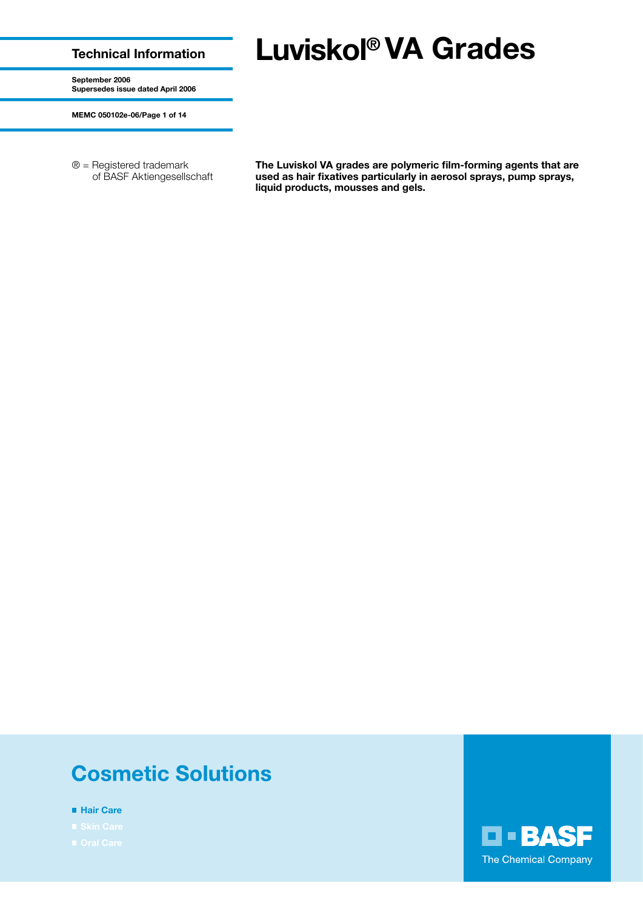# Luviskol® VA Grades

**Technical Information**

**September 2006**
**Supersedes issue dated April 2006**

**MEMC 050102e-06/Page 1 of 14**

® = Registered trademark of BASF Aktiengesellschaft

**The Luviskol VA grades are polymeric film-forming agents that are used as hair fixatives particularly in aerosol sprays, pump sprays, liquid products, mousses and gels.**

## Cosmetic Solutions

- Hair Care
- Skin Care
- Oral Care

BASF
The Chemical Company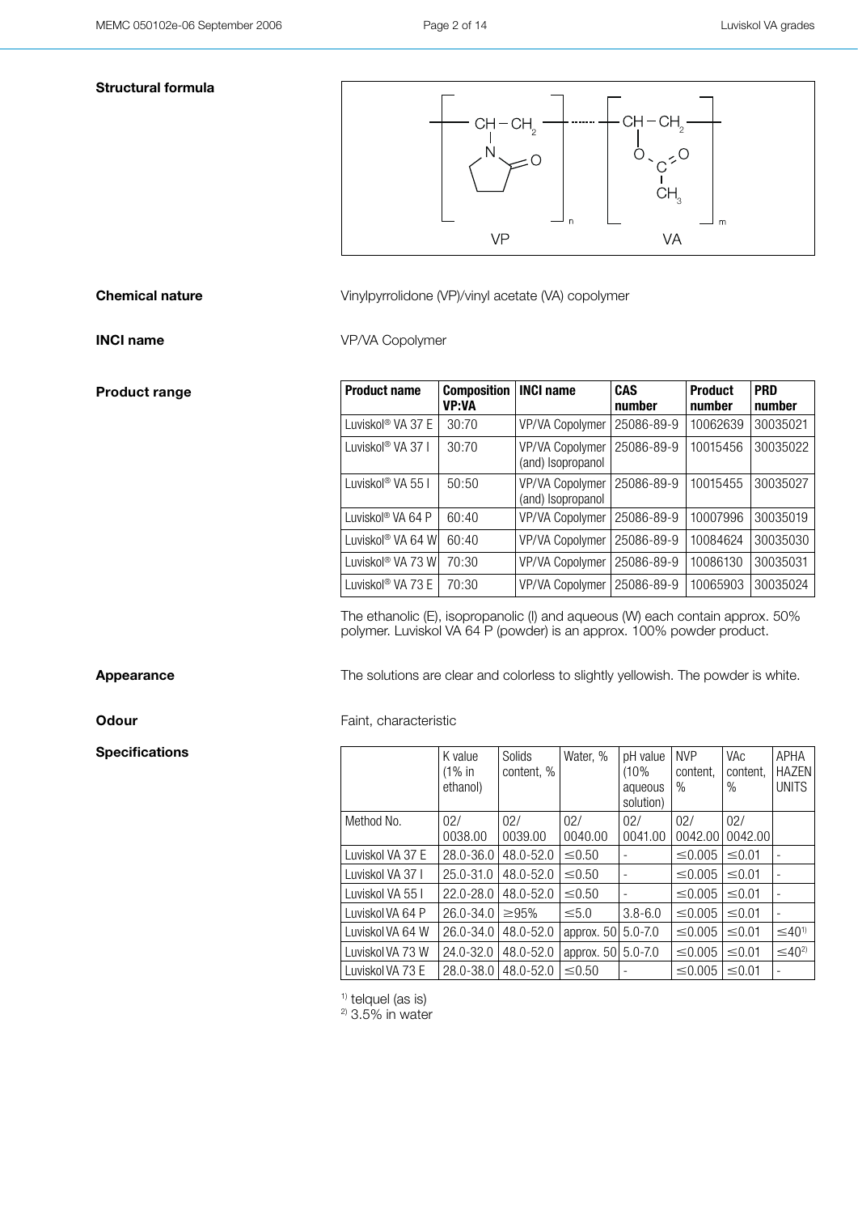**Structural formula**

VP — VA copolymer: $[-CH-CH_2-]_n$ (with N-pyrrolidone ring) ······ $[-CH-CH_2-]_m$ (with $O-C(=O)-CH_3$)

**Chemical nature**

Vinylpyrrolidone (VP)/vinyl acetate (VA) copolymer

**INCI name**

VP/VA Copolymer

**Product range**

| Product name | Composition VP:VA | INCI name | CAS number | Product number | PRD number |
|---|---|---|---|---|---|
| Luviskol® VA 37 E | 30:70 | VP/VA Copolymer | 25086-89-9 | 10062639 | 30035021 |
| Luviskol® VA 37 I | 30:70 | VP/VA Copolymer (and) Isopropanol | 25086-89-9 | 10015456 | 30035022 |
| Luviskol® VA 55 I | 50:50 | VP/VA Copolymer (and) Isopropanol | 25086-89-9 | 10015455 | 30035027 |
| Luviskol® VA 64 P | 60:40 | VP/VA Copolymer | 25086-89-9 | 10007996 | 30035019 |
| Luviskol® VA 64 W | 60:40 | VP/VA Copolymer | 25086-89-9 | 10084624 | 30035030 |
| Luviskol® VA 73 W | 70:30 | VP/VA Copolymer | 25086-89-9 | 10086130 | 30035031 |
| Luviskol® VA 73 E | 70:30 | VP/VA Copolymer | 25086-89-9 | 10065903 | 30035024 |

The ethanolic (E), isopropanolic (I) and aqueous (W) each contain approx. 50% polymer. Luviskol VA 64 P (powder) is an approx. 100% powder product.

**Appearance**

The solutions are clear and colorless to slightly yellowish. The powder is white.

**Odour**

Faint, characteristic

**Specifications**

| | K value (1% in ethanol) | Solids content, % | Water, % | pH value (10% aqueous solution) | NVP content, % | VAc content, % | APHA HAZEN UNITS |
|---|---|---|---|---|---|---|---|
| Method No. | 02/ 0038.00 | 02/ 0039.00 | 02/ 0040.00 | 02/ 0041.00 | 02/ 0042.00 | 02/ 0042.00 | |
| Luviskol VA 37 E | 28.0-36.0 | 48.0-52.0 | ≤0.50 | - | ≤0.005 | ≤0.01 | - |
| Luviskol VA 37 I | 25.0-31.0 | 48.0-52.0 | ≤0.50 | - | ≤0.005 | ≤0.01 | - |
| Luviskol VA 55 I | 22.0-28.0 | 48.0-52.0 | ≤0.50 | - | ≤0.005 | ≤0.01 | - |
| Luviskol VA 64 P | 26.0-34.0 | ≥95% | ≤5.0 | 3.8-6.0 | ≤0.005 | ≤0.01 | - |
| Luviskol VA 64 W | 26.0-34.0 | 48.0-52.0 | approx. 50 | 5.0-7.0 | ≤0.005 | ≤0.01 | ≤40[1] |
| Luviskol VA 73 W | 24.0-32.0 | 48.0-52.0 | approx. 50 | 5.0-7.0 | ≤0.005 | ≤0.01 | ≤40[2] |
| Luviskol VA 73 E | 28.0-38.0 | 48.0-52.0 | ≤0.50 | - | ≤0.005 | ≤0.01 | - |

[1] telquel (as is)
[2] 3.5% in water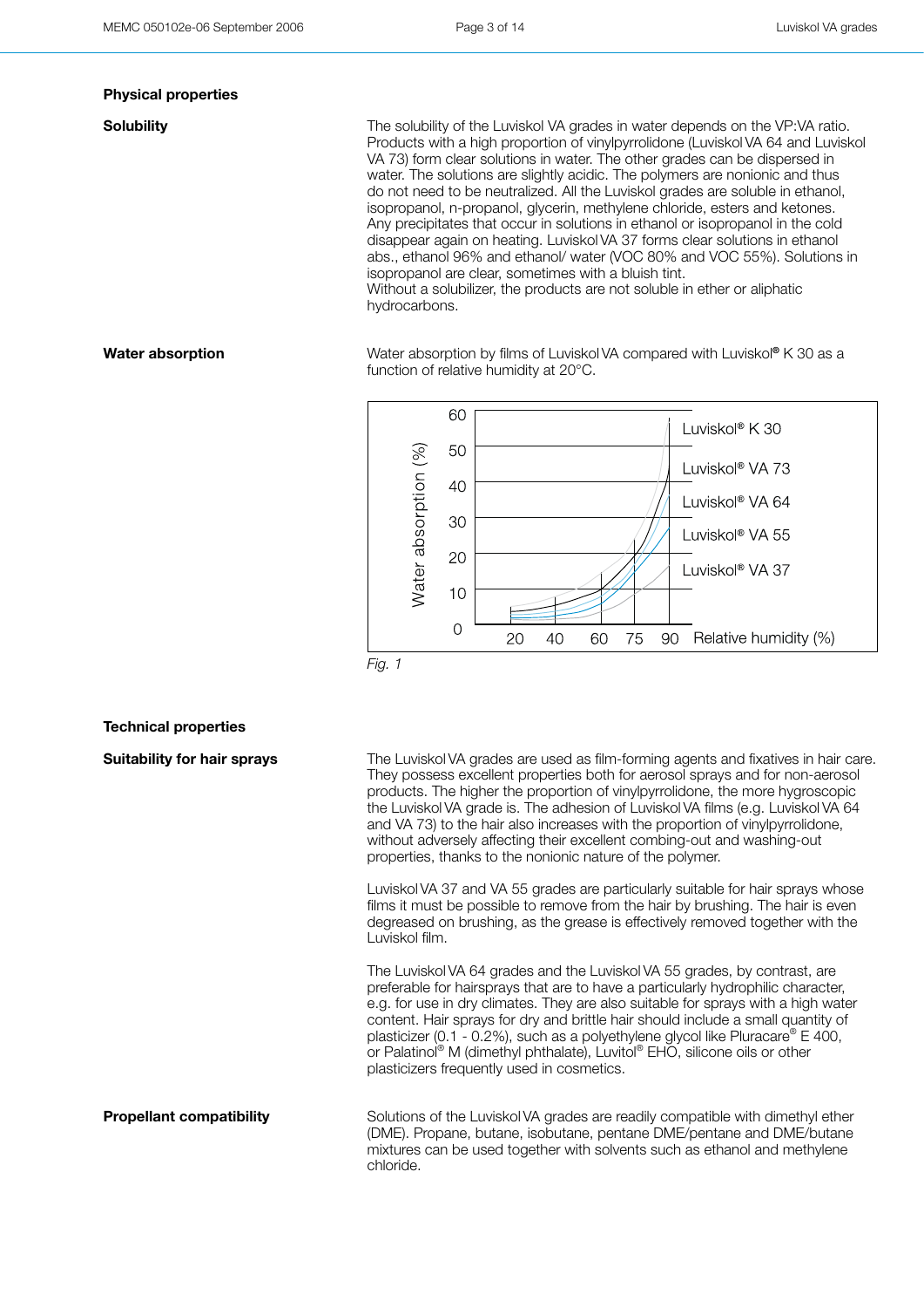## Physical properties

**Solubility**

The solubility of the Luviskol VA grades in water depends on the VP:VA ratio. Products with a high proportion of vinylpyrrolidone (Luviskol VA 64 and Luviskol VA 73) form clear solutions in water. The other grades can be dispersed in water. The solutions are slightly acidic. The polymers are nonionic and thus do not need to be neutralized. All the Luviskol grades are soluble in ethanol, isopropanol, n-propanol, glycerin, methylene chloride, esters and ketones. Any precipitates that occur in solutions in ethanol or isopropanol in the cold disappear again on heating. Luviskol VA 37 forms clear solutions in ethanol abs., ethanol 96% and ethanol/ water (VOC 80% and VOC 55%). Solutions in isopropanol are clear, sometimes with a bluish tint.
Without a solubilizer, the products are not soluble in ether or aliphatic hydrocarbons.

**Water absorption**

Water absorption by films of Luviskol VA compared with Luviskol® K 30 as a function of relative humidity at 20°C.

*Fig. 1*

## Technical properties

**Suitability for hair sprays**

The Luviskol VA grades are used as film-forming agents and fixatives in hair care. They possess excellent properties both for aerosol sprays and for non-aerosol products. The higher the proportion of vinylpyrrolidone, the more hygroscopic the Luviskol VA grade is. The adhesion of Luviskol VA films (e.g. Luviskol VA 64 and VA 73) to the hair also increases with the proportion of vinylpyrrolidone, without adversely affecting their excellent combing-out and washing-out properties, thanks to the nonionic nature of the polymer.

Luviskol VA 37 and VA 55 grades are particularly suitable for hair sprays whose films it must be possible to remove from the hair by brushing. The hair is even degreased on brushing, as the grease is effectively removed together with the Luviskol film.

The Luviskol VA 64 grades and the Luviskol VA 55 grades, by contrast, are preferable for hairsprays that are to have a particularly hydrophilic character, e.g. for use in dry climates. They are also suitable for sprays with a high water content. Hair sprays for dry and brittle hair should include a small quantity of plasticizer (0.1 - 0.2%), such as a polyethylene glycol like Pluracare® E 400, or Palatinol® M (dimethyl phthalate), Luvitol® EHO, silicone oils or other plasticizers frequently used in cosmetics.

**Propellant compatibility**

Solutions of the Luviskol VA grades are readily compatible with dimethyl ether (DME). Propane, butane, isobutane, pentane DME/pentane and DME/butane mixtures can be used together with solvents such as ethanol and methylene chloride.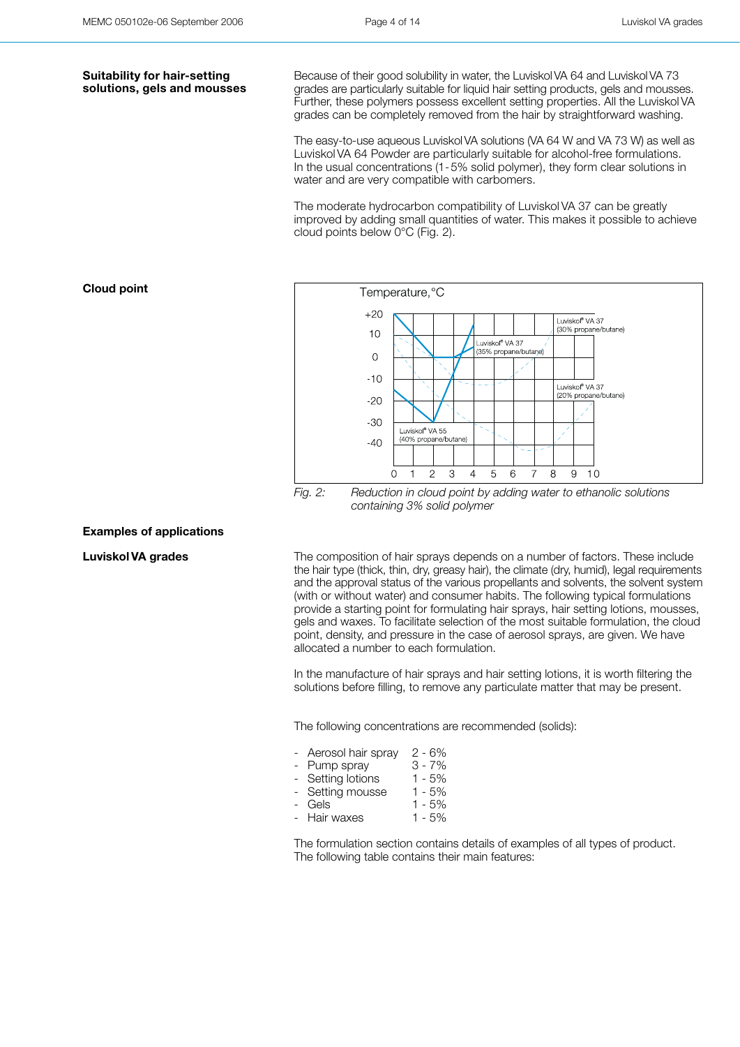## Suitability for hair-setting solutions, gels and mousses

Because of their good solubility in water, the Luviskol VA 64 and Luviskol VA 73 grades are particularly suitable for liquid hair setting products, gels and mousses. Further, these polymers possess excellent setting properties. All the Luviskol VA grades can be completely removed from the hair by straightforward washing.

The easy-to-use aqueous Luviskol VA solutions (VA 64 W and VA 73 W) as well as Luviskol VA 64 Powder are particularly suitable for alcohol-free formulations. In the usual concentrations (1 - 5% solid polymer), they form clear solutions in water and are very compatible with carbomers.

The moderate hydrocarbon compatibility of Luviskol VA 37 can be greatly improved by adding small quantities of water. This makes it possible to achieve cloud points below 0°C (Fig. 2).

## Cloud point

*Fig. 2: Reduction in cloud point by adding water to ethanolic solutions containing 3% solid polymer*

## Examples of applications

### Luviskol VA grades

The composition of hair sprays depends on a number of factors. These include the hair type (thick, thin, dry, greasy hair), the climate (dry, humid), legal requirements and the approval status of the various propellants and solvents, the solvent system (with or without water) and consumer habits. The following typical formulations provide a starting point for formulating hair sprays, hair setting lotions, mousses, gels and waxes. To facilitate selection of the most suitable formulation, the cloud point, density, and pressure in the case of aerosol sprays, are given. We have allocated a number to each formulation.

In the manufacture of hair sprays and hair setting lotions, it is worth filtering the solutions before filling, to remove any particulate matter that may be present.

The following concentrations are recommended (solids):

- Aerosol hair spray 2 - 6%
- Pump spray 3 - 7%
- Setting lotions 1 - 5%
- Setting mousse 1 - 5%
- Gels 1 - 5%
- Hair waxes 1 - 5%

The formulation section contains details of examples of all types of product. The following table contains their main features: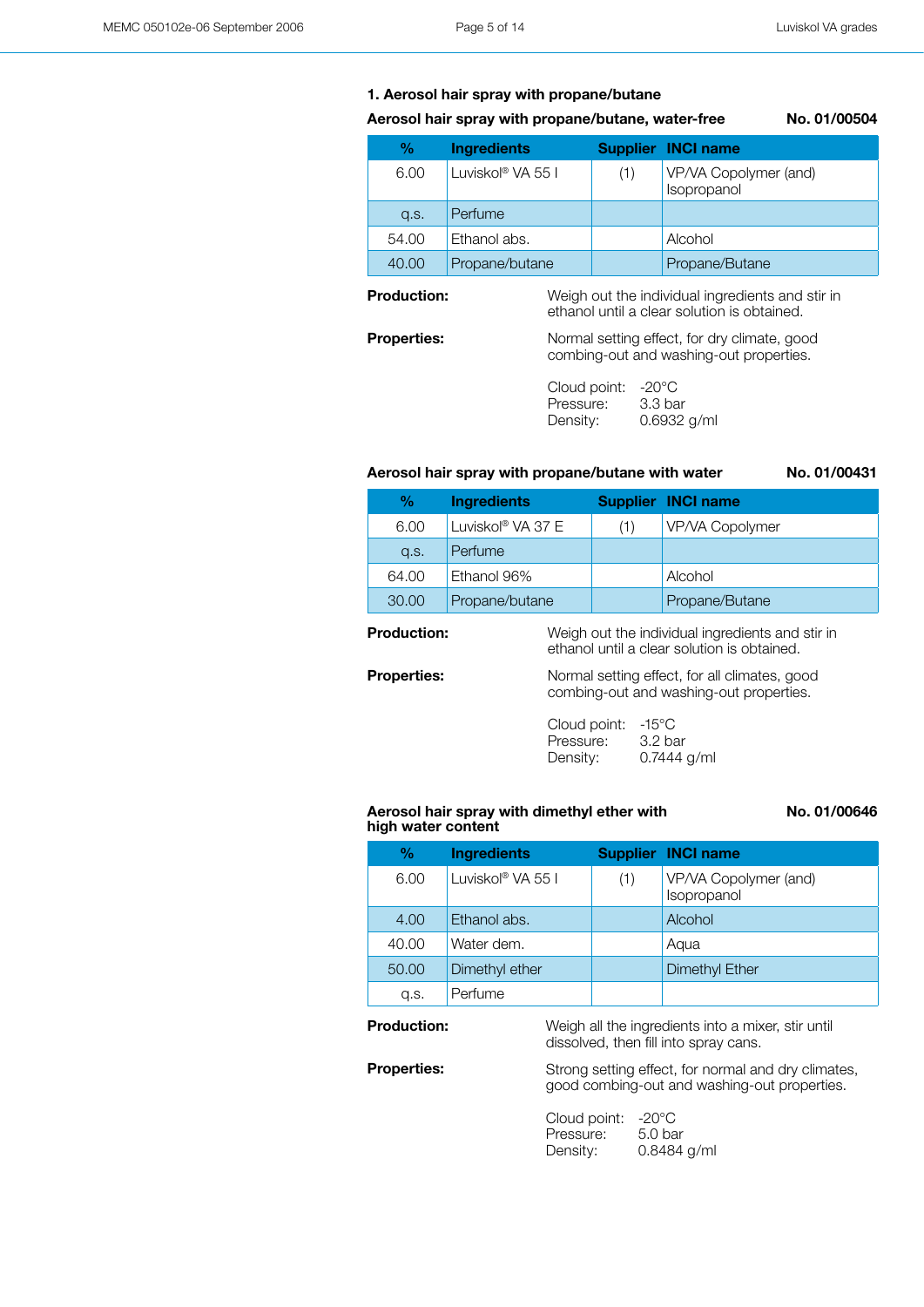### 1. Aerosol hair spray with propane/butane

**Aerosol hair spray with propane/butane, water-free** **No. 01/00504**

| % | Ingredients | Supplier | INCI name |
|---|---|---|---|
| 6.00 | Luviskol® VA 55 I | (1) | VP/VA Copolymer (and) Isopropanol |
| q.s. | Perfume | | |
| 54.00 | Ethanol abs. | | Alcohol |
| 40.00 | Propane/butane | | Propane/Butane |

**Production:** Weigh out the individual ingredients and stir in ethanol until a clear solution is obtained.

**Properties:** Normal setting effect, for dry climate, good combing-out and washing-out properties.

Cloud point: -20°C
Pressure: 3.3 bar
Density: 0.6932 g/ml

**Aerosol hair spray with propane/butane with water** **No. 01/00431**

| % | Ingredients | Supplier | INCI name |
|---|---|---|---|
| 6.00 | Luviskol® VA 37 E | (1) | VP/VA Copolymer |
| q.s. | Perfume | | |
| 64.00 | Ethanol 96% | | Alcohol |
| 30.00 | Propane/butane | | Propane/Butane |

**Production:** Weigh out the individual ingredients and stir in ethanol until a clear solution is obtained.

**Properties:** Normal setting effect, for all climates, good combing-out and washing-out properties.

Cloud point: -15°C
Pressure: 3.2 bar
Density: 0.7444 g/ml

**Aerosol hair spray with dimethyl ether with high water content** **No. 01/00646**

| % | Ingredients | Supplier | INCI name |
|---|---|---|---|
| 6.00 | Luviskol® VA 55 I | (1) | VP/VA Copolymer (and) Isopropanol |
| 4.00 | Ethanol abs. | | Alcohol |
| 40.00 | Water dem. | | Aqua |
| 50.00 | Dimethyl ether | | Dimethyl Ether |
| q.s. | Perfume | | |

**Production:** Weigh all the ingredients into a mixer, stir until dissolved, then fill into spray cans.

**Properties:** Strong setting effect, for normal and dry climates, good combing-out and washing-out properties.

Cloud point: -20°C
Pressure: 5.0 bar
Density: 0.8484 g/ml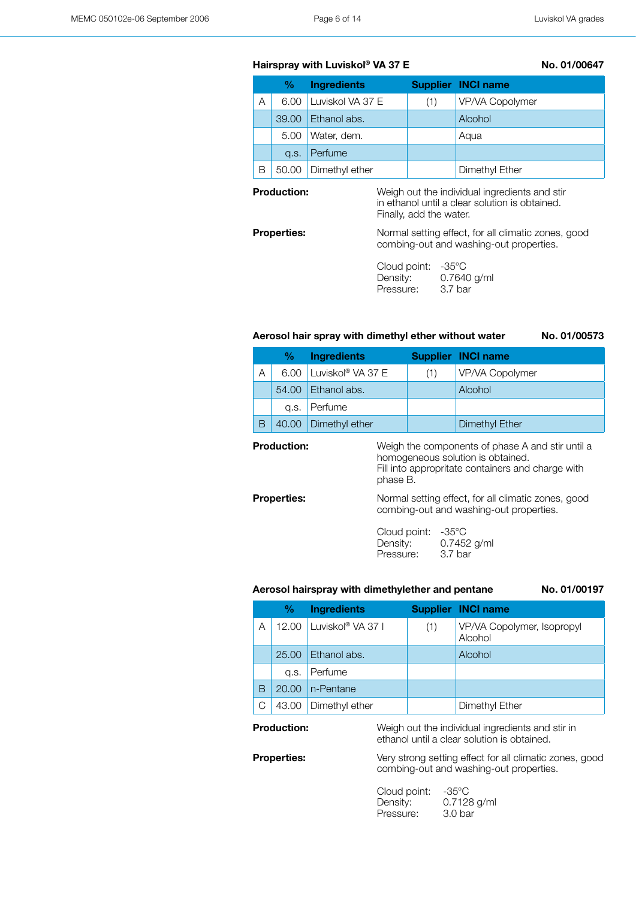### Hairspray with Luviskol® VA 37 E

No. 01/00647

| | % | Ingredients | Supplier | INCI name |
|---|---|---|---|---|
| A | 6.00 | Luviskol VA 37 E | (1) | VP/VA Copolymer |
| | 39.00 | Ethanol abs. | | Alcohol |
| | 5.00 | Water, dem. | | Aqua |
| | q.s. | Perfume | | |
| B | 50.00 | Dimethyl ether | | Dimethyl Ether |

**Production:** Weigh out the individual ingredients and stir in ethanol until a clear solution is obtained. Finally, add the water.

**Properties:** Normal setting effect, for all climatic zones, good combing-out and washing-out properties.

Cloud point: -35°C
Density: 0.7640 g/ml
Pressure: 3.7 bar

### Aerosol hair spray with dimethyl ether without water

No. 01/00573

| | % | Ingredients | Supplier | INCI name |
|---|---|---|---|---|
| A | 6.00 | Luviskol® VA 37 E | (1) | VP/VA Copolymer |
| | 54.00 | Ethanol abs. | | Alcohol |
| | q.s. | Perfume | | |
| B | 40.00 | Dimethyl ether | | Dimethyl Ether |

**Production:** Weigh the components of phase A and stir until a homogeneous solution is obtained.
Fill into appropritate containers and charge with phase B.

**Properties:** Normal setting effect, for all climatic zones, good combing-out and washing-out properties.

Cloud point: -35°C
Density: 0.7452 g/ml
Pressure: 3.7 bar

### Aerosol hairspray with dimethylether and pentane

No. 01/00197

| | % | Ingredients | Supplier | INCI name |
|---|---|---|---|---|
| A | 12.00 | Luviskol® VA 37 I | (1) | VP/VA Copolymer, Isopropyl Alcohol |
| | 25.00 | Ethanol abs. | | Alcohol |
| | q.s. | Perfume | | |
| B | 20.00 | n-Pentane | | |
| C | 43.00 | Dimethyl ether | | Dimethyl Ether |

**Production:** Weigh out the individual ingredients and stir in ethanol until a clear solution is obtained.

**Properties:** Very strong setting effect for all climatic zones, good combing-out and washing-out properties.

Cloud point: -35°C
Density: 0.7128 g/ml
Pressure: 3.0 bar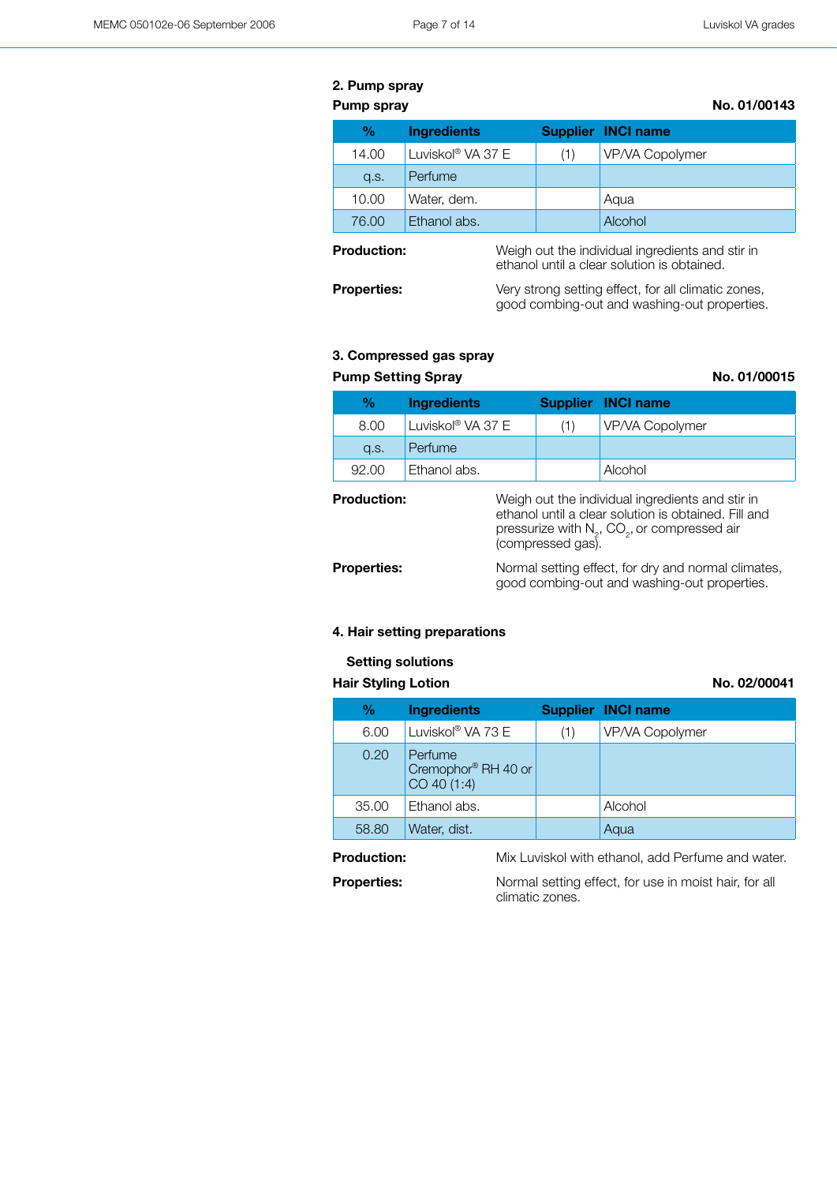## 2. Pump spray

**Pump spray** **No. 01/00143**

| % | Ingredients | Supplier | INCI name |
|---|---|---|---|
| 14.00 | Luviskol® VA 37 E | (1) | VP/VA Copolymer |
| q.s. | Perfume | | |
| 10.00 | Water, dem. | | Aqua |
| 76.00 | Ethanol abs. | | Alcohol |

**Production:** Weigh out the individual ingredients and stir in ethanol until a clear solution is obtained.

**Properties:** Very strong setting effect, for all climatic zones, good combing-out and washing-out properties.

## 3. Compressed gas spray

**Pump Setting Spray** **No. 01/00015**

| % | Ingredients | Supplier | INCI name |
|---|---|---|---|
| 8.00 | Luviskol® VA 37 E | (1) | VP/VA Copolymer |
| q.s. | Perfume | | |
| 92.00 | Ethanol abs. | | Alcohol |

**Production:** Weigh out the individual ingredients and stir in ethanol until a clear solution is obtained. Fill and pressurize with $N_2$, $CO_2$, or compressed air (compressed gas).

**Properties:** Normal setting effect, for dry and normal climates, good combing-out and washing-out properties.

## 4. Hair setting preparations

### Setting solutions

**Hair Styling Lotion** **No. 02/00041**

| % | Ingredients | Supplier | INCI name |
|---|---|---|---|
| 6.00 | Luviskol® VA 73 E | (1) | VP/VA Copolymer |
| 0.20 | Perfume Cremophor® RH 40 or CO 40 (1:4) | | |
| 35.00 | Ethanol abs. | | Alcohol |
| 58.80 | Water, dist. | | Aqua |

**Production:** Mix Luviskol with ethanol, add Perfume and water.

**Properties:** Normal setting effect, for use in moist hair, for all climatic zones.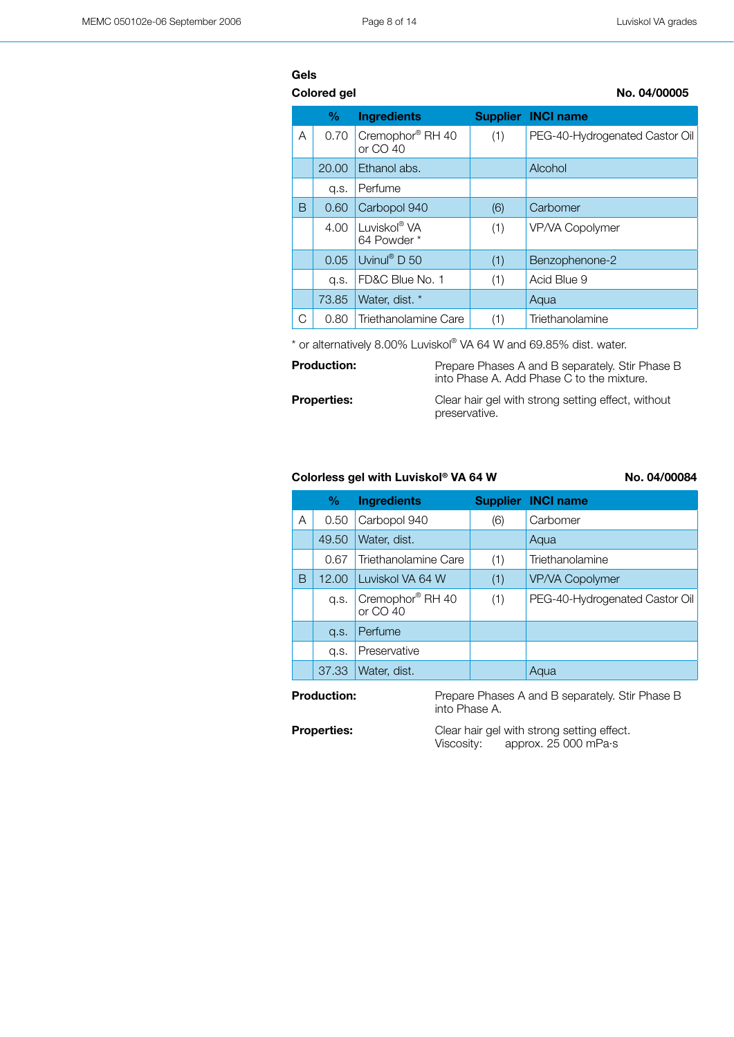## Gels

### Colored gel

**No. 04/00005**

| | % | Ingredients | Supplier | INCI name |
|---|---|---|---|---|
| A | 0.70 | Cremophor® RH 40 or CO 40 | (1) | PEG-40-Hydrogenated Castor Oil |
| | 20.00 | Ethanol abs. | | Alcohol |
| | q.s. | Perfume | | |
| B | 0.60 | Carbopol 940 | (6) | Carbomer |
| | 4.00 | Luviskol® VA 64 Powder * | (1) | VP/VA Copolymer |
| | 0.05 | Uvinul® D 50 | (1) | Benzophenone-2 |
| | q.s. | FD&C Blue No. 1 | (1) | Acid Blue 9 |
| | 73.85 | Water, dist. * | | Aqua |
| C | 0.80 | Triethanolamine Care | (1) | Triethanolamine |

* or alternatively 8.00% Luviskol® VA 64 W and 69.85% dist. water.

**Production:** Prepare Phases A and B separately. Stir Phase B into Phase A. Add Phase C to the mixture.

**Properties:** Clear hair gel with strong setting effect, without preservative.

### Colorless gel with Luviskol® VA 64 W

**No. 04/00084**

| | % | Ingredients | Supplier | INCI name |
|---|---|---|---|---|
| A | 0.50 | Carbopol 940 | (6) | Carbomer |
| | 49.50 | Water, dist. | | Aqua |
| | 0.67 | Triethanolamine Care | (1) | Triethanolamine |
| B | 12.00 | Luviskol VA 64 W | (1) | VP/VA Copolymer |
| | q.s. | Cremophor® RH 40 or CO 40 | (1) | PEG-40-Hydrogenated Castor Oil |
| | q.s. | Perfume | | |
| | q.s. | Preservative | | |
| | 37.33 | Water, dist. | | Aqua |

**Production:** Prepare Phases A and B separately. Stir Phase B into Phase A.

**Properties:** Clear hair gel with strong setting effect.
Viscosity: approx. 25 000 mPa·s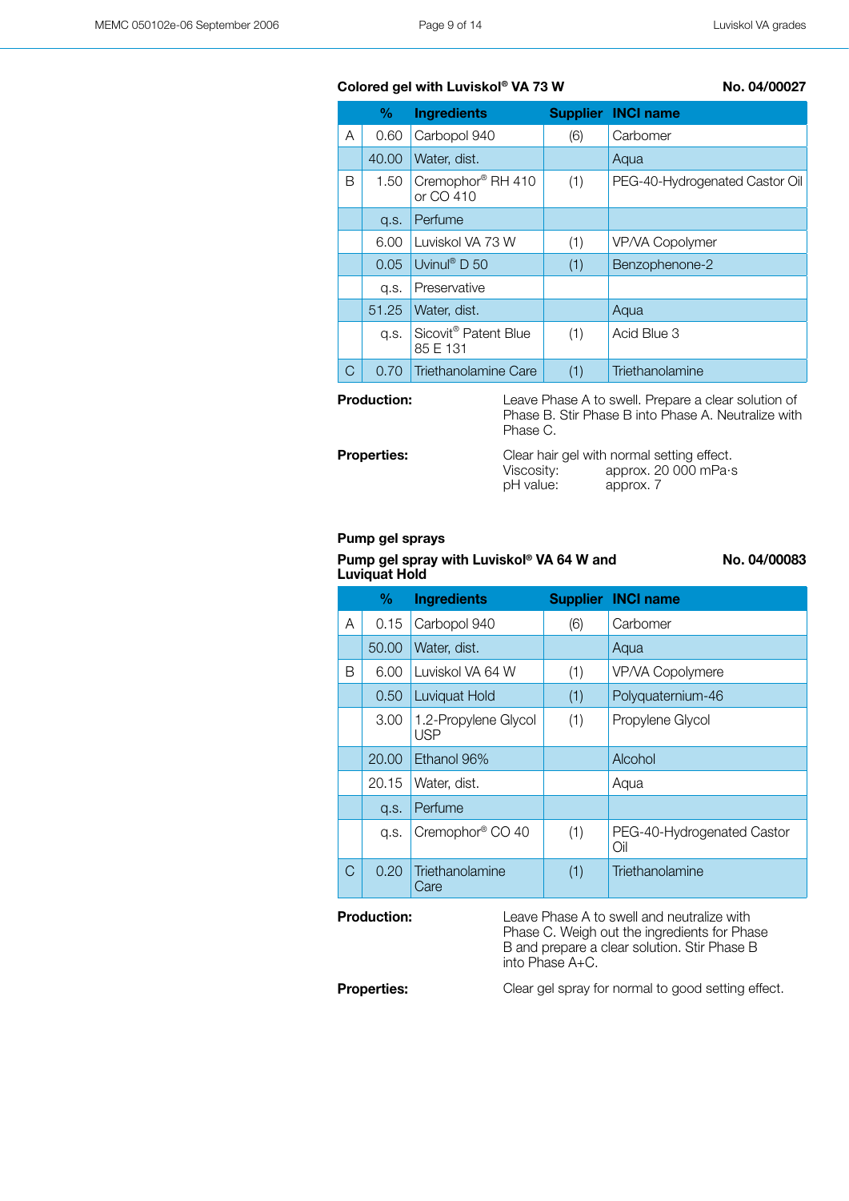### Colored gel with Luviskol® VA 73 W

**No. 04/00027**

| | % | Ingredients | Supplier | INCI name |
|---|---|---|---|---|
| A | 0.60 | Carbopol 940 | (6) | Carbomer |
| | 40.00 | Water, dist. | | Aqua |
| B | 1.50 | Cremophor® RH 410 or CO 410 | (1) | PEG-40-Hydrogenated Castor Oil |
| | q.s. | Perfume | | |
| | 6.00 | Luviskol VA 73 W | (1) | VP/VA Copolymer |
| | 0.05 | Uvinul® D 50 | (1) | Benzophenone-2 |
| | q.s. | Preservative | | |
| | 51.25 | Water, dist. | | Aqua |
| | q.s. | Sicovit® Patent Blue 85 E 131 | (1) | Acid Blue 3 |
| C | 0.70 | Triethanolamine Care | (1) | Triethanolamine |

**Production:** Leave Phase A to swell. Prepare a clear solution of Phase B. Stir Phase B into Phase A. Neutralize with Phase C.

**Properties:** Clear hair gel with normal setting effect.
Viscosity: approx. 20 000 mPa·s
pH value: approx. 7

## Pump gel sprays

### Pump gel spray with Luviskol® VA 64 W and Luviquat Hold

**No. 04/00083**

| | % | Ingredients | Supplier | INCI name |
|---|---|---|---|---|
| A | 0.15 | Carbopol 940 | (6) | Carbomer |
| | 50.00 | Water, dist. | | Aqua |
| B | 6.00 | Luviskol VA 64 W | (1) | VP/VA Copolymere |
| | 0.50 | Luviquat Hold | (1) | Polyquaternium-46 |
| | 3.00 | 1.2-Propylene Glycol USP | (1) | Propylene Glycol |
| | 20.00 | Ethanol 96% | | Alcohol |
| | 20.15 | Water, dist. | | Aqua |
| | q.s. | Perfume | | |
| | q.s. | Cremophor® CO 40 | (1) | PEG-40-Hydrogenated Castor Oil |
| C | 0.20 | Triethanolamine Care | (1) | Triethanolamine |

**Production:** Leave Phase A to swell and neutralize with Phase C. Weigh out the ingredients for Phase B and prepare a clear solution. Stir Phase B into Phase A+C.

**Properties:** Clear gel spray for normal to good setting effect.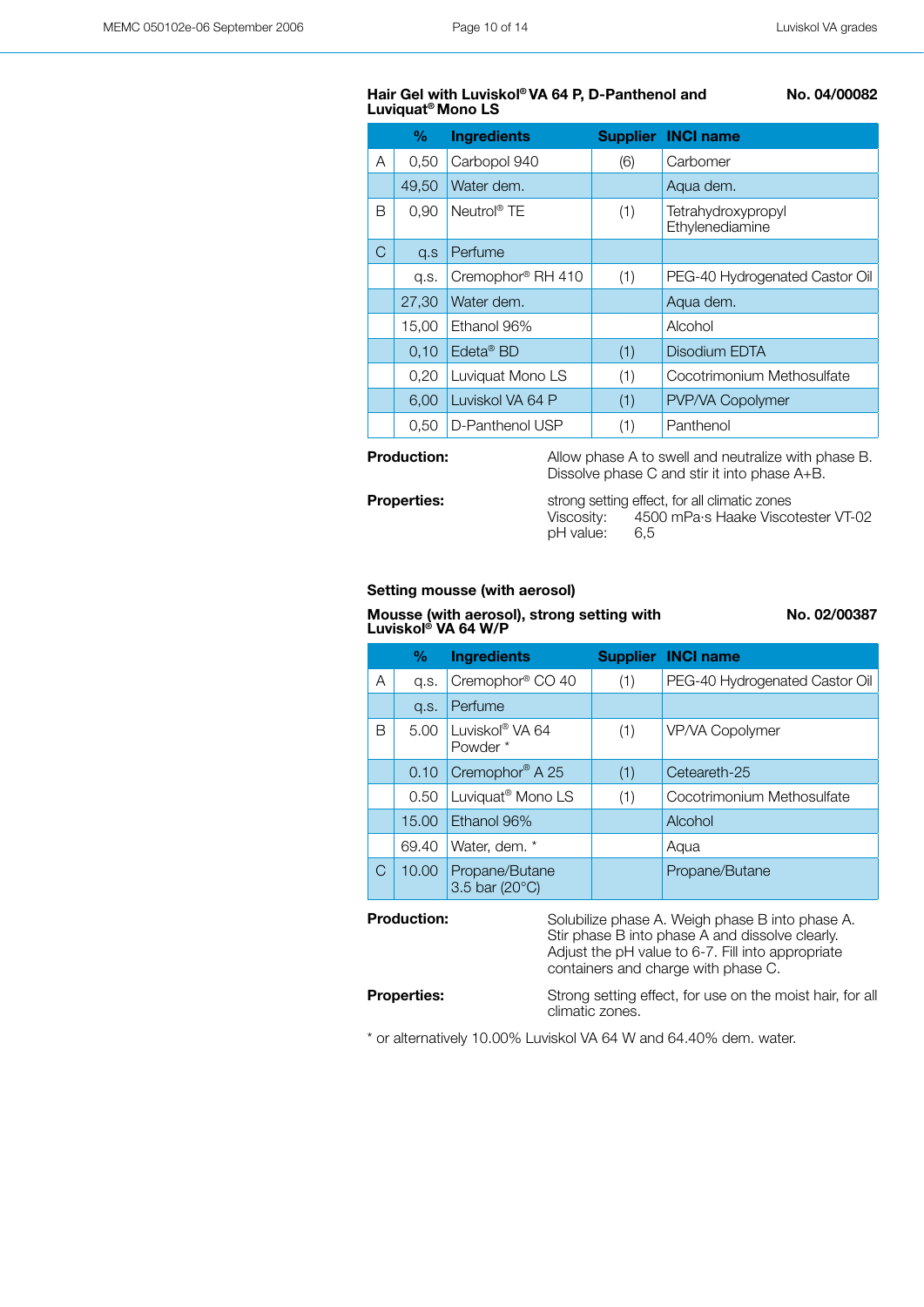## Hair Gel with Luviskol® VA 64 P, D-Panthenol and Luviquat® Mono LS

**No. 04/00082**

| | % | Ingredients | Supplier | INCI name |
|---|---|---|---|---|
| A | 0,50 | Carbopol 940 | (6) | Carbomer |
| | 49,50 | Water dem. | | Aqua dem. |
| B | 0,90 | Neutrol® TE | (1) | Tetrahydroxypropyl Ethylenediamine |
| C | q.s | Perfume | | |
| | q.s. | Cremophor® RH 410 | (1) | PEG-40 Hydrogenated Castor Oil |
| | 27,30 | Water dem. | | Aqua dem. |
| | 15,00 | Ethanol 96% | | Alcohol |
| | 0,10 | Edeta® BD | (1) | Disodium EDTA |
| | 0,20 | Luviquat Mono LS | (1) | Cocotrimonium Methosulfate |
| | 6,00 | Luviskol VA 64 P | (1) | PVP/VA Copolymer |
| | 0,50 | D-Panthenol USP | (1) | Panthenol |

**Production:** Allow phase A to swell and neutralize with phase B. Dissolve phase C and stir it into phase A+B.

**Properties:** strong setting effect, for all climatic zones
Viscosity: 4500 mPa·s Haake Viscotester VT-02
pH value: 6,5

## Setting mousse (with aerosol)

### Mousse (with aerosol), strong setting with Luviskol® VA 64 W/P

**No. 02/00387**

| | % | Ingredients | Supplier | INCI name |
|---|---|---|---|---|
| A | q.s. | Cremophor® CO 40 | (1) | PEG-40 Hydrogenated Castor Oil |
| | q.s. | Perfume | | |
| B | 5.00 | Luviskol® VA 64 Powder * | (1) | VP/VA Copolymer |
| | 0.10 | Cremophor® A 25 | (1) | Ceteareth-25 |
| | 0.50 | Luviquat® Mono LS | (1) | Cocotrimonium Methosulfate |
| | 15.00 | Ethanol 96% | | Alcohol |
| | 69.40 | Water, dem. * | | Aqua |
| C | 10.00 | Propane/Butane 3.5 bar (20°C) | | Propane/Butane |

**Production:** Solubilize phase A. Weigh phase B into phase A. Stir phase B into phase A and dissolve clearly. Adjust the pH value to 6-7. Fill into appropriate containers and charge with phase C.

**Properties:** Strong setting effect, for use on the moist hair, for all climatic zones.

* or alternatively 10.00% Luviskol VA 64 W and 64.40% dem. water.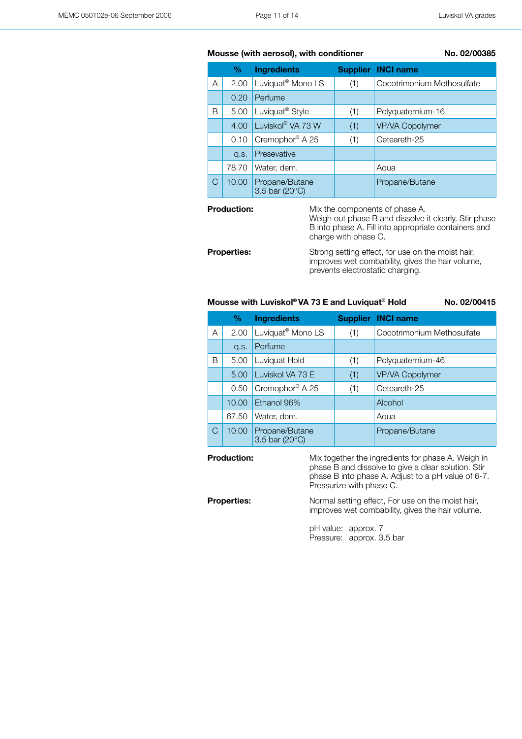### Mousse (with aerosol), with conditioner

**No. 02/00385**

| | % | Ingredients | Supplier | INCI name |
|---|---|---|---|---|
| A | 2.00 | Luviquat® Mono LS | (1) | Cocotrimonium Methosulfate |
| | 0.20 | Perfume | | |
| B | 5.00 | Luviquat® Style | (1) | Polyquaternium-16 |
| | 4.00 | Luviskol® VA 73 W | (1) | VP/VA Copolymer |
| | 0.10 | Cremophor® A 25 | (1) | Ceteareth-25 |
| | q.s. | Presevative | | |
| | 78.70 | Water, dem. | | Aqua |
| C | 10.00 | Propane/Butane 3.5 bar (20°C) | | Propane/Butane |

**Production:** Mix the components of phase A. Weigh out phase B and dissolve it clearly. Stir phase B into phase A. Fill into appropriate containers and charge with phase C.

**Properties:** Strong setting effect, for use on the moist hair, improves wet combability, gives the hair volume, prevents electrostatic charging.

### Mousse with Luviskol® VA 73 E and Luviquat® Hold

**No. 02/00415**

| | % | Ingredients | Supplier | INCI name |
|---|---|---|---|---|
| A | 2.00 | Luviquat® Mono LS | (1) | Cocotrimonium Methosulfate |
| | q.s. | Perfume | | |
| B | 5.00 | Luviquat Hold | (1) | Polyquaternium-46 |
| | 5.00 | Luviskol VA 73 E | (1) | VP/VA Copolymer |
| | 0.50 | Cremophor® A 25 | (1) | Ceteareth-25 |
| | 10.00 | Ethanol 96% | | Alcohol |
| | 67.50 | Water, dem. | | Aqua |
| C | 10.00 | Propane/Butane 3.5 bar (20°C) | | Propane/Butane |

**Production:** Mix together the ingredients for phase A. Weigh in phase B and dissolve to give a clear solution. Stir phase B into phase A. Adjust to a pH value of 6-7. Pressurize with phase C.

**Properties:** Normal setting effect, For use on the moist hair, improves wet combability, gives the hair volume.

pH value: approx. 7
Pressure: approx. 3.5 bar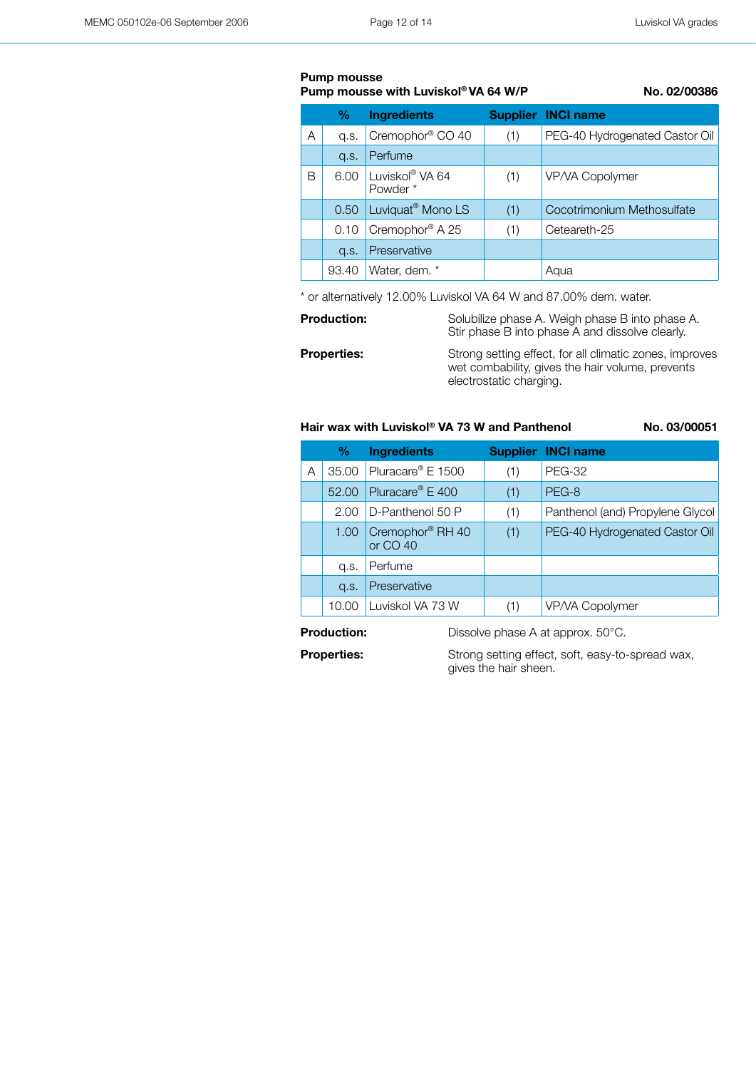## Pump mousse

**Pump mousse with Luviskol® VA 64 W/P** **No. 02/00386**

| | % | Ingredients | Supplier | INCI name |
|---|---|---|---|---|
| A | q.s. | Cremophor® CO 40 | (1) | PEG-40 Hydrogenated Castor Oil |
| | q.s. | Perfume | | |
| B | 6.00 | Luviskol® VA 64 Powder * | (1) | VP/VA Copolymer |
| | 0.50 | Luviquat® Mono LS | (1) | Cocotrimonium Methosulfate |
| | 0.10 | Cremophor® A 25 | (1) | Ceteareth-25 |
| | q.s. | Preservative | | |
| | 93.40 | Water, dem. * | | Aqua |

* or alternatively 12.00% Luviskol VA 64 W and 87.00% dem. water.

**Production:** Solubilize phase A. Weigh phase B into phase A. Stir phase B into phase A and dissolve clearly.

**Properties:** Strong setting effect, for all climatic zones, improves wet combability, gives the hair volume, prevents electrostatic charging.

**Hair wax with Luviskol® VA 73 W and Panthenol** **No. 03/00051**

| | % | Ingredients | Supplier | INCI name |
|---|---|---|---|---|
| A | 35.00 | Pluracare® E 1500 | (1) | PEG-32 |
| | 52.00 | Pluracare® E 400 | (1) | PEG-8 |
| | 2.00 | D-Panthenol 50 P | (1) | Panthenol (and) Propylene Glycol |
| | 1.00 | Cremophor® RH 40 or CO 40 | (1) | PEG-40 Hydrogenated Castor Oil |
| | q.s. | Perfume | | |
| | q.s. | Preservative | | |
| | 10.00 | Luviskol VA 73 W | (1) | VP/VA Copolymer |

**Production:** Dissolve phase A at approx. 50°C.

**Properties:** Strong setting effect, soft, easy-to-spread wax, gives the hair sheen.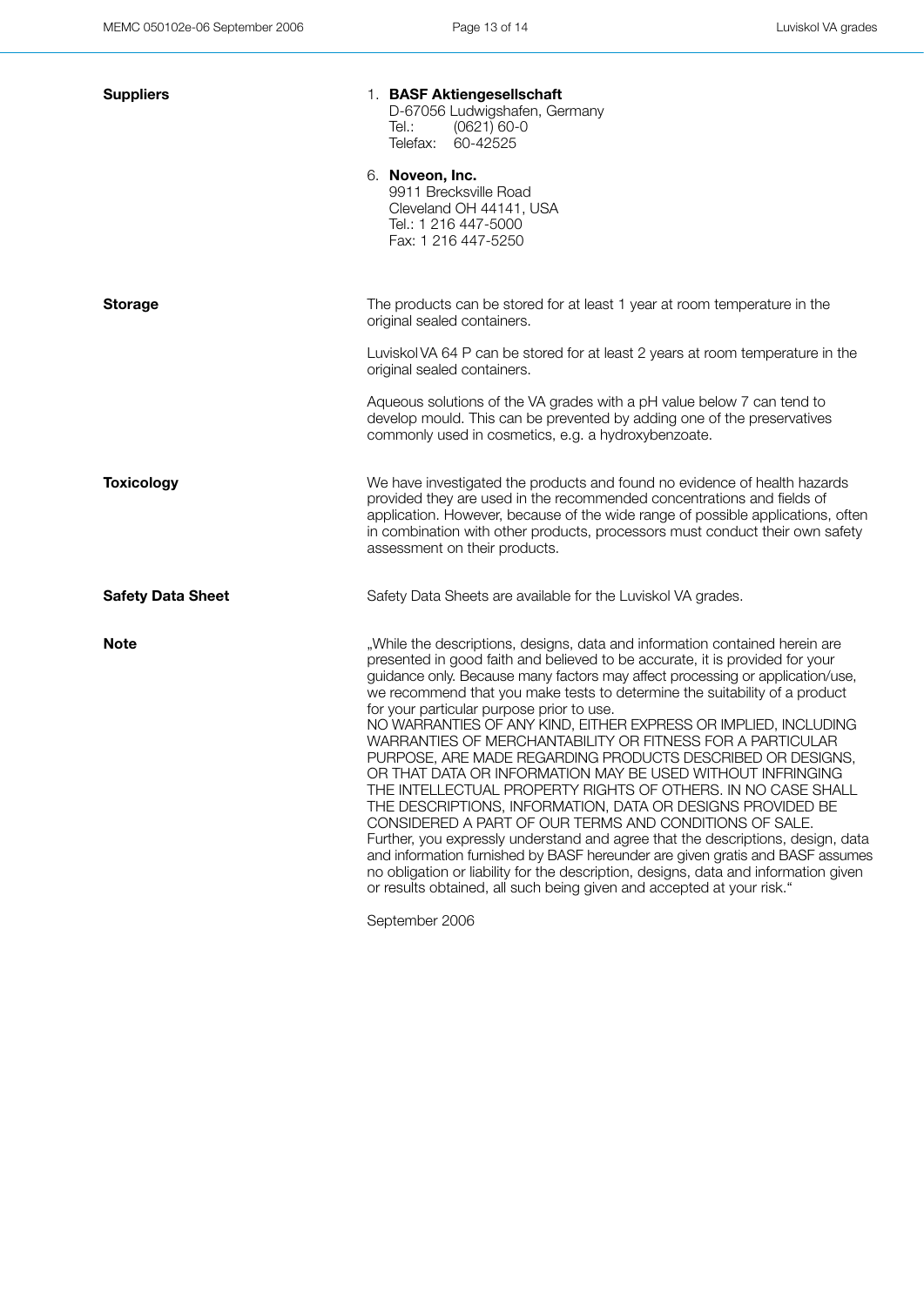## Suppliers

1. **BASF Aktiengesellschaft**
   D-67056 Ludwigshafen, Germany
   Tel.: (0621) 60-0
   Telefax: 60-42525

6. **Noveon, Inc.**
   9911 Brecksville Road
   Cleveland OH 44141, USA
   Tel.: 1 216 447-5000
   Fax: 1 216 447-5250

## Storage

The products can be stored for at least 1 year at room temperature in the original sealed containers.

Luviskol VA 64 P can be stored for at least 2 years at room temperature in the original sealed containers.

Aqueous solutions of the VA grades with a pH value below 7 can tend to develop mould. This can be prevented by adding one of the preservatives commonly used in cosmetics, e.g. a hydroxybenzoate.

## Toxicology

We have investigated the products and found no evidence of health hazards provided they are used in the recommended concentrations and fields of application. However, because of the wide range of possible applications, often in combination with other products, processors must conduct their own safety assessment on their products.

## Safety Data Sheet

Safety Data Sheets are available for the Luviskol VA grades.

## Note

„While the descriptions, designs, data and information contained herein are presented in good faith and believed to be accurate, it is provided for your guidance only. Because many factors may affect processing or application/use, we recommend that you make tests to determine the suitability of a product for your particular purpose prior to use.
NO WARRANTIES OF ANY KIND, EITHER EXPRESS OR IMPLIED, INCLUDING WARRANTIES OF MERCHANTABILITY OR FITNESS FOR A PARTICULAR PURPOSE, ARE MADE REGARDING PRODUCTS DESCRIBED OR DESIGNS, OR THAT DATA OR INFORMATION MAY BE USED WITHOUT INFRINGING THE INTELLECTUAL PROPERTY RIGHTS OF OTHERS. IN NO CASE SHALL THE DESCRIPTIONS, INFORMATION, DATA OR DESIGNS PROVIDED BE CONSIDERED A PART OF OUR TERMS AND CONDITIONS OF SALE.
Further, you expressly understand and agree that the descriptions, design, data and information furnished by BASF hereunder are given gratis and BASF assumes no obligation or liability for the description, designs, data and information given or results obtained, all such being given and accepted at your risk.“

September 2006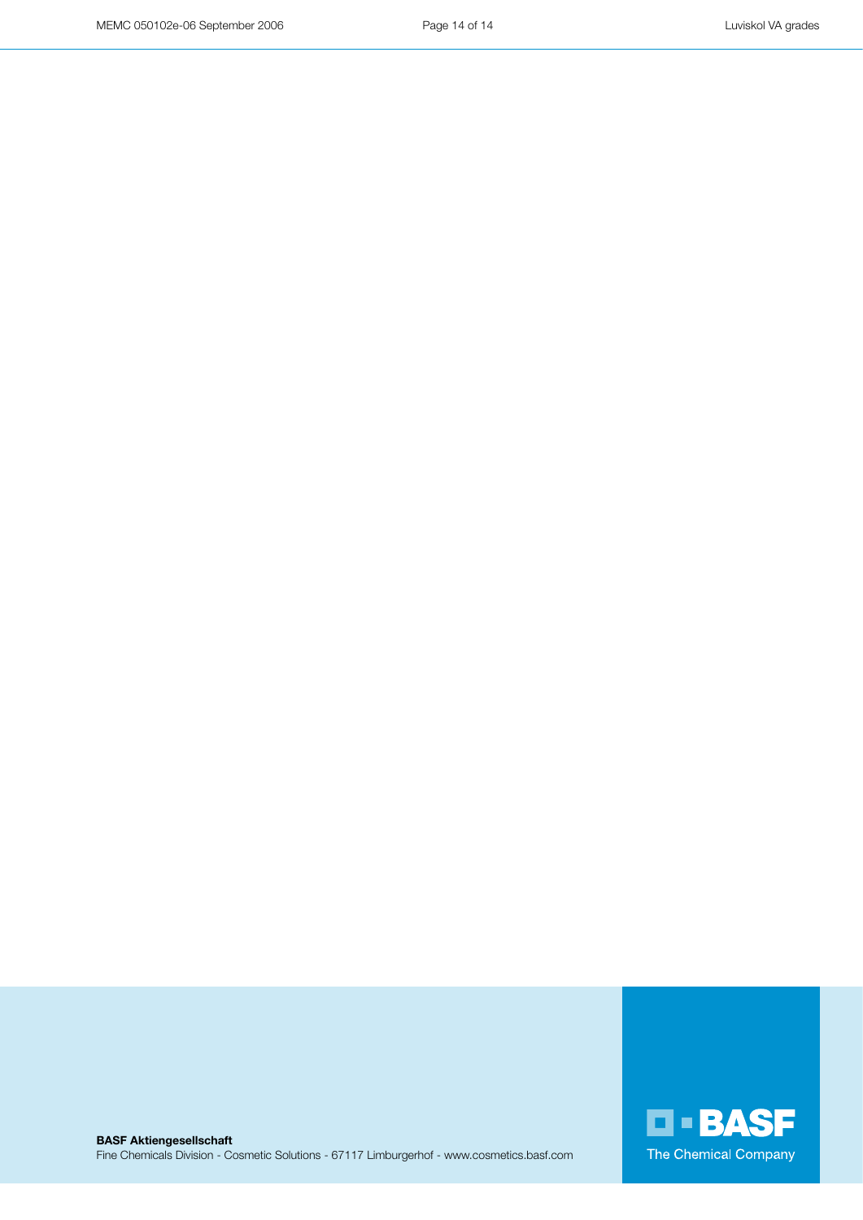**BASF Aktiengesellschaft**
Fine Chemicals Division - Cosmetic Solutions - 67117 Limburgerhof - www.cosmetics.basf.com

BASF
The Chemical Company